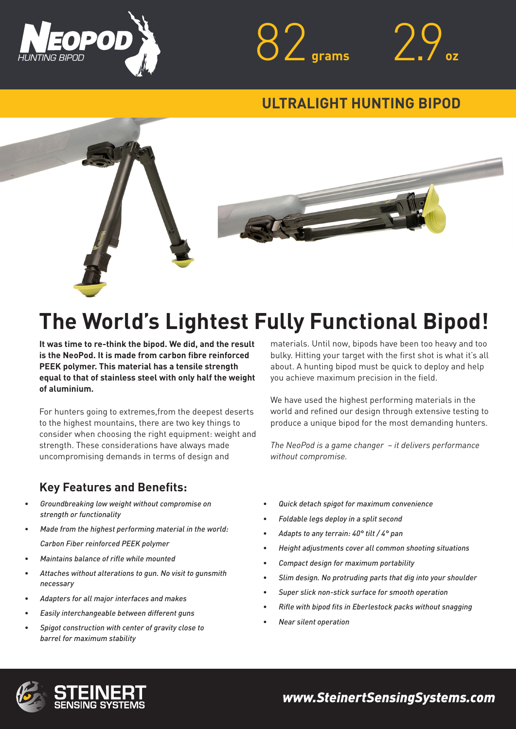NEOPOD HUNTING BIPOD

82 grams 2.9 oz

## ULTRALIGHT HUNTING BIPOD

# The World's Lightest Fully Functional Bipod!

**It was time to re-think the bipod. We did, and the result is the NeoPod. It is made from carbon fibre reinforced PEEK polymer. This material has a tensile strength equal to that of stainless steel with only half the weight of aluminium.**

For hunters going to extremes,from the deepest deserts to the highest mountains, there are two key things to consider when choosing the right equipment: weight and strength. These considerations have always made uncompromising demands in terms of design and materials. Until now, bipods have been too heavy and too bulky. Hitting your target with the first shot is what it's all about. A hunting bipod must be quick to deploy and help you achieve maximum precision in the field.

We have used the highest performing materials in the world and refined our design through extensive testing to produce a unique bipod for the most demanding hunters.

*The NeoPod is a game changer – it delivers performance without compromise.*

## Key Features and Benefits:

- *Groundbreaking low weight without compromise on strength or functionality*
- *Made from the highest performing material in the world: Carbon Fiber reinforced PEEK polymer*
- *Maintains balance of rifle while mounted*
- *Attaches without alterations to gun. No visit to gunsmith necessary*
- *Adapters for all major interfaces and makes*
- *Easily interchangeable between different guns*
- *Spigot construction with center of gravity close to barrel for maximum stability*
- *Quick detach spigot for maximum convenience*
- *Foldable legs deploy in a split second*
- *Adapts to any terrain: 40° tilt / 4° pan*
- *Height adjustments cover all common shooting situations*
- *Compact design for maximum portability*
- *Slim design. No protruding parts that dig into your shoulder*
- *Super slick non-stick surface for smooth operation*
- *Rifle with bipod fits in Eberlestock packs without snagging*
- *Near silent operation*

STEINERT SENSING SYSTEMS

www.SteinertSensingSystems.com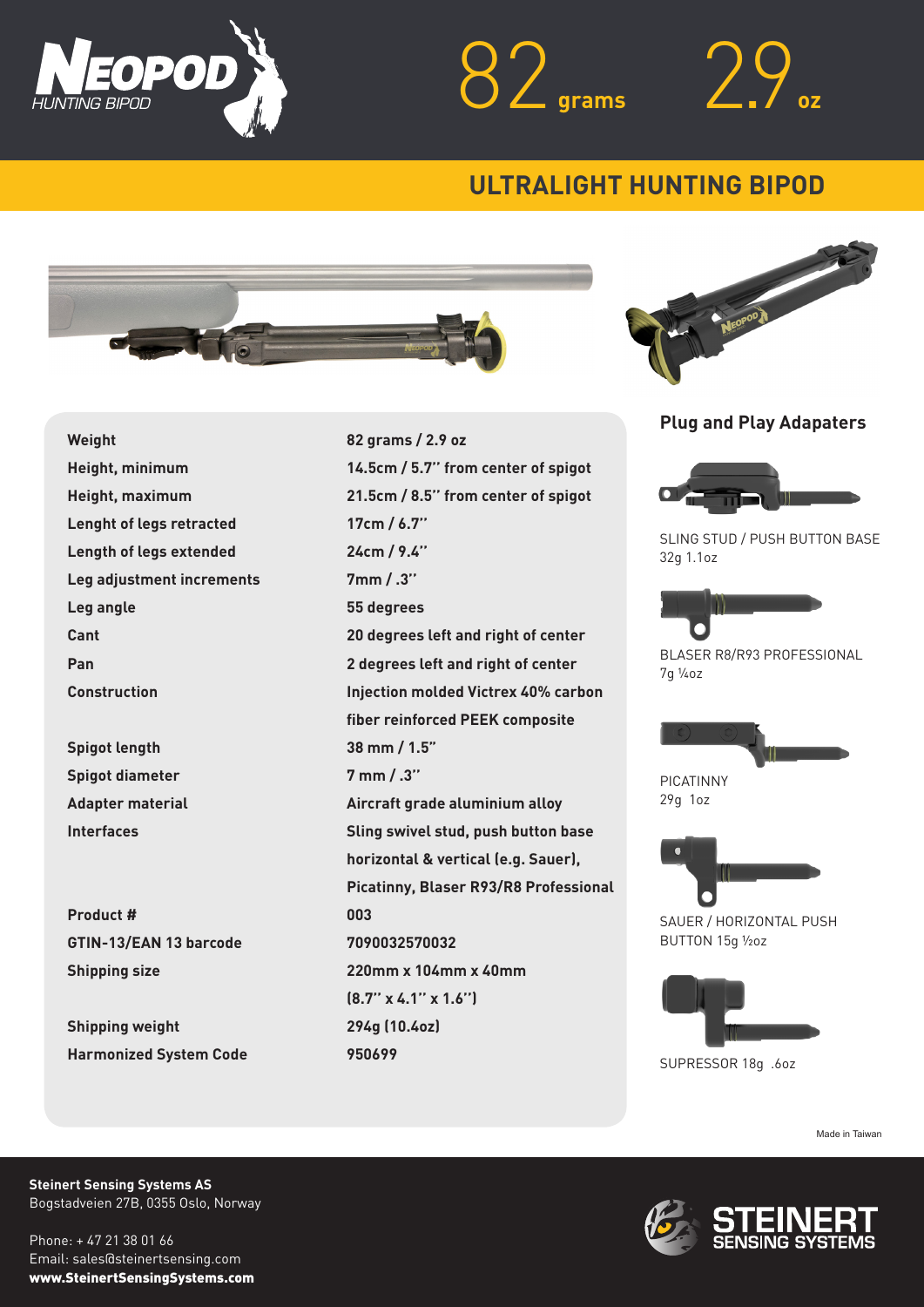# NEOPOD HUNTING BIPOD

82 grams 2.9 oz

## ULTRALIGHT HUNTING BIPOD

| | |
|---|---|
| **Weight** | **82 grams / 2.9 oz** |
| **Height, minimum** | **14.5cm / 5.7" from center of spigot** |
| **Height, maximum** | **21.5cm / 8.5" from center of spigot** |
| **Lenght of legs retracted** | **17cm / 6.7"** |
| **Length of legs extended** | **24cm / 9.4"** |
| **Leg adjustment increments** | **7mm / .3"** |
| **Leg angle** | **55 degrees** |
| **Cant** | **20 degrees left and right of center** |
| **Pan** | **2 degrees left and right of center** |
| **Construction** | **Injection molded Victrex 40% carbon fiber reinforced PEEK composite** |
| **Spigot length** | **38 mm / 1.5"** |
| **Spigot diameter** | **7 mm / .3"** |
| **Adapter material** | **Aircraft grade aluminium alloy** |
| **Interfaces** | **Sling swivel stud, push button base horizontal & vertical (e.g. Sauer), Picatinny, Blaser R93/R8 Professional** |
| **Product #** | **003** |
| **GTIN-13/EAN 13 barcode** | **7090032570032** |
| **Shipping size** | **220mm x 104mm x 40mm (8.7" x 4.1" x 1.6")** |
| **Shipping weight** | **294g (10.4oz)** |
| **Harmonized System Code** | **950699** |

### Plug and Play Adapaters

SLING STUD / PUSH BUTTON BASE
32g 1.1oz

BLASER R8/R93 PROFESSIONAL
7g ¼oz

PICATINNY
29g 1oz

SAUER / HORIZONTAL PUSH BUTTON 15g ½oz

SUPRESSOR 18g .6oz

Made in Taiwan

**Steinert Sensing Systems AS**
Bogstadveien 27B, 0355 Oslo, Norway

Phone: + 47 21 38 01 66
Email: sales@steinertsensing.com
**www.SteinertSensingSystems.com**

STEINERT SENSING SYSTEMS